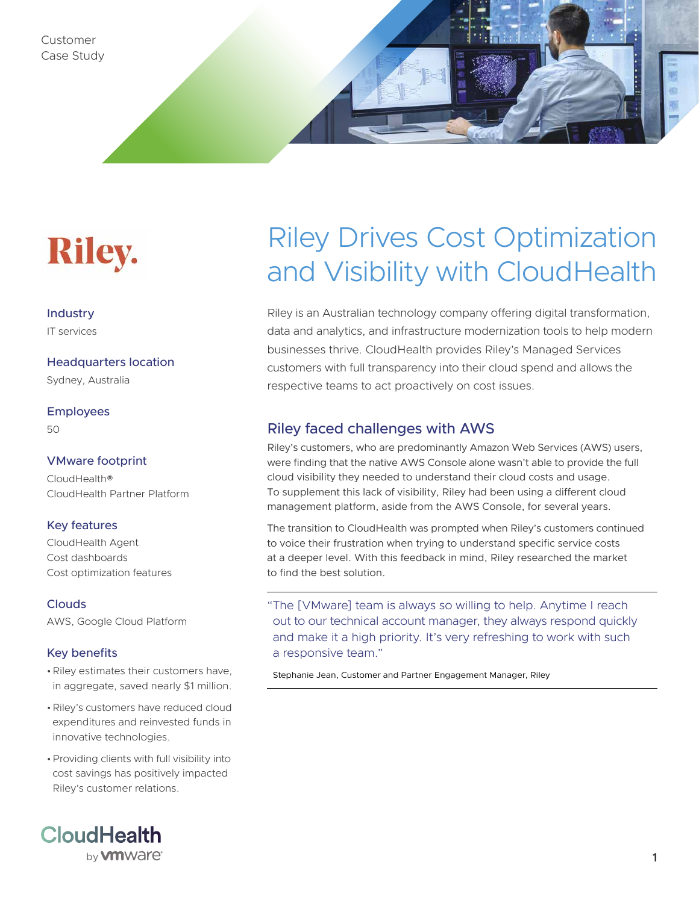Customer
Case Study

Riley.

# Riley Drives Cost Optimization and Visibility with CloudHealth

Riley is an Australian technology company offering digital transformation, data and analytics, and infrastructure modernization tools to help modern businesses thrive. CloudHealth provides Riley's Managed Services customers with full transparency into their cloud spend and allows the respective teams to act proactively on cost issues.

**Industry**
IT services

**Headquarters location**
Sydney, Australia

**Employees**
50

**VMware footprint**
CloudHealth®
CloudHealth Partner Platform

**Key features**
CloudHealth Agent
Cost dashboards
Cost optimization features

**Clouds**
AWS, Google Cloud Platform

**Key benefits**

- Riley estimates their customers have, in aggregate, saved nearly $1 million.
- Riley's customers have reduced cloud expenditures and reinvested funds in innovative technologies.
- Providing clients with full visibility into cost savings has positively impacted Riley's customer relations.

## Riley faced challenges with AWS

Riley's customers, who are predominantly Amazon Web Services (AWS) users, were finding that the native AWS Console alone wasn't able to provide the full cloud visibility they needed to understand their cloud costs and usage. To supplement this lack of visibility, Riley had been using a different cloud management platform, aside from the AWS Console, for several years.

The transition to CloudHealth was prompted when Riley's customers continued to voice their frustration when trying to understand specific service costs at a deeper level. With this feedback in mind, Riley researched the market to find the best solution.

> "The [VMware] team is always so willing to help. Anytime I reach out to our technical account manager, they always respond quickly and make it a high priority. It's very refreshing to work with such a responsive team."
>
> Stephanie Jean, Customer and Partner Engagement Manager, Riley

CloudHealth by vmware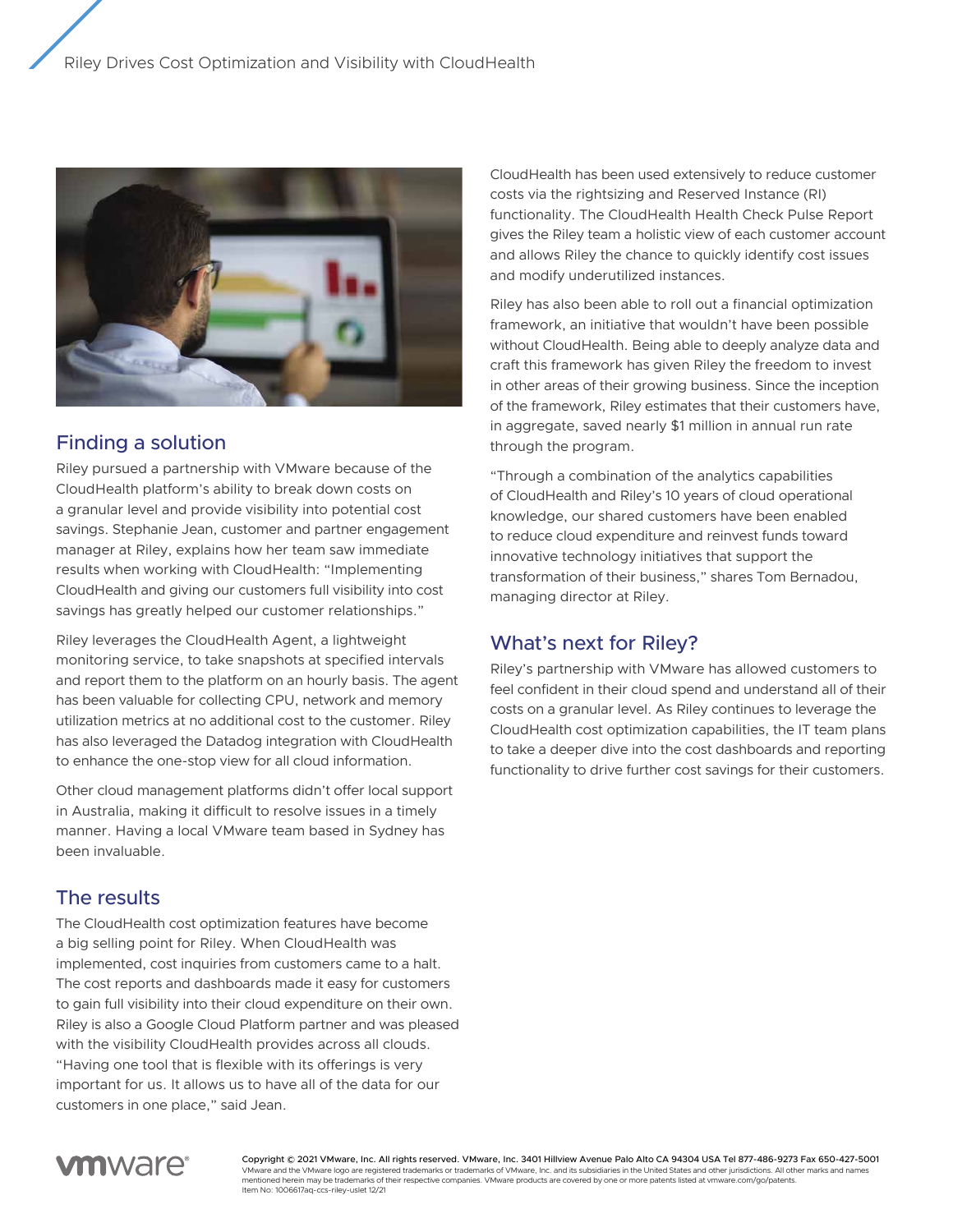## Finding a solution

Riley pursued a partnership with VMware because of the CloudHealth platform's ability to break down costs on a granular level and provide visibility into potential cost savings. Stephanie Jean, customer and partner engagement manager at Riley, explains how her team saw immediate results when working with CloudHealth: "Implementing CloudHealth and giving our customers full visibility into cost savings has greatly helped our customer relationships."

Riley leverages the CloudHealth Agent, a lightweight monitoring service, to take snapshots at specified intervals and report them to the platform on an hourly basis. The agent has been valuable for collecting CPU, network and memory utilization metrics at no additional cost to the customer. Riley has also leveraged the Datadog integration with CloudHealth to enhance the one-stop view for all cloud information.

Other cloud management platforms didn't offer local support in Australia, making it difficult to resolve issues in a timely manner. Having a local VMware team based in Sydney has been invaluable.

## The results

The CloudHealth cost optimization features have become a big selling point for Riley. When CloudHealth was implemented, cost inquiries from customers came to a halt. The cost reports and dashboards made it easy for customers to gain full visibility into their cloud expenditure on their own. Riley is also a Google Cloud Platform partner and was pleased with the visibility CloudHealth provides across all clouds. "Having one tool that is flexible with its offerings is very important for us. It allows us to have all of the data for our customers in one place," said Jean.

CloudHealth has been used extensively to reduce customer costs via the rightsizing and Reserved Instance (RI) functionality. The CloudHealth Health Check Pulse Report gives the Riley team a holistic view of each customer account and allows Riley the chance to quickly identify cost issues and modify underutilized instances.

Riley has also been able to roll out a financial optimization framework, an initiative that wouldn't have been possible without CloudHealth. Being able to deeply analyze data and craft this framework has given Riley the freedom to invest in other areas of their growing business. Since the inception of the framework, Riley estimates that their customers have, in aggregate, saved nearly $1 million in annual run rate through the program.

"Through a combination of the analytics capabilities of CloudHealth and Riley's 10 years of cloud operational knowledge, our shared customers have been enabled to reduce cloud expenditure and reinvest funds toward innovative technology initiatives that support the transformation of their business," shares Tom Bernadou, managing director at Riley.

## What's next for Riley?

Riley's partnership with VMware has allowed customers to feel confident in their cloud spend and understand all of their costs on a granular level. As Riley continues to leverage the CloudHealth cost optimization capabilities, the IT team plans to take a deeper dive into the cost dashboards and reporting functionality to drive further cost savings for their customers.

vmware®

**Copyright © 2021 VMware, Inc. All rights reserved. VMware, Inc. 3401 Hillview Avenue Palo Alto CA 94304 USA Tel 877-486-9273 Fax 650-427-5001**
VMware and the VMware logo are registered trademarks or trademarks of VMware, Inc. and its subsidiaries in the United States and other jurisdictions. All other marks and names mentioned herein may be trademarks of their respective companies. VMware products are covered by one or more patents listed at vmware.com/go/patents.
Item No: 1006617aq-ccs-riley-uslet 12/21